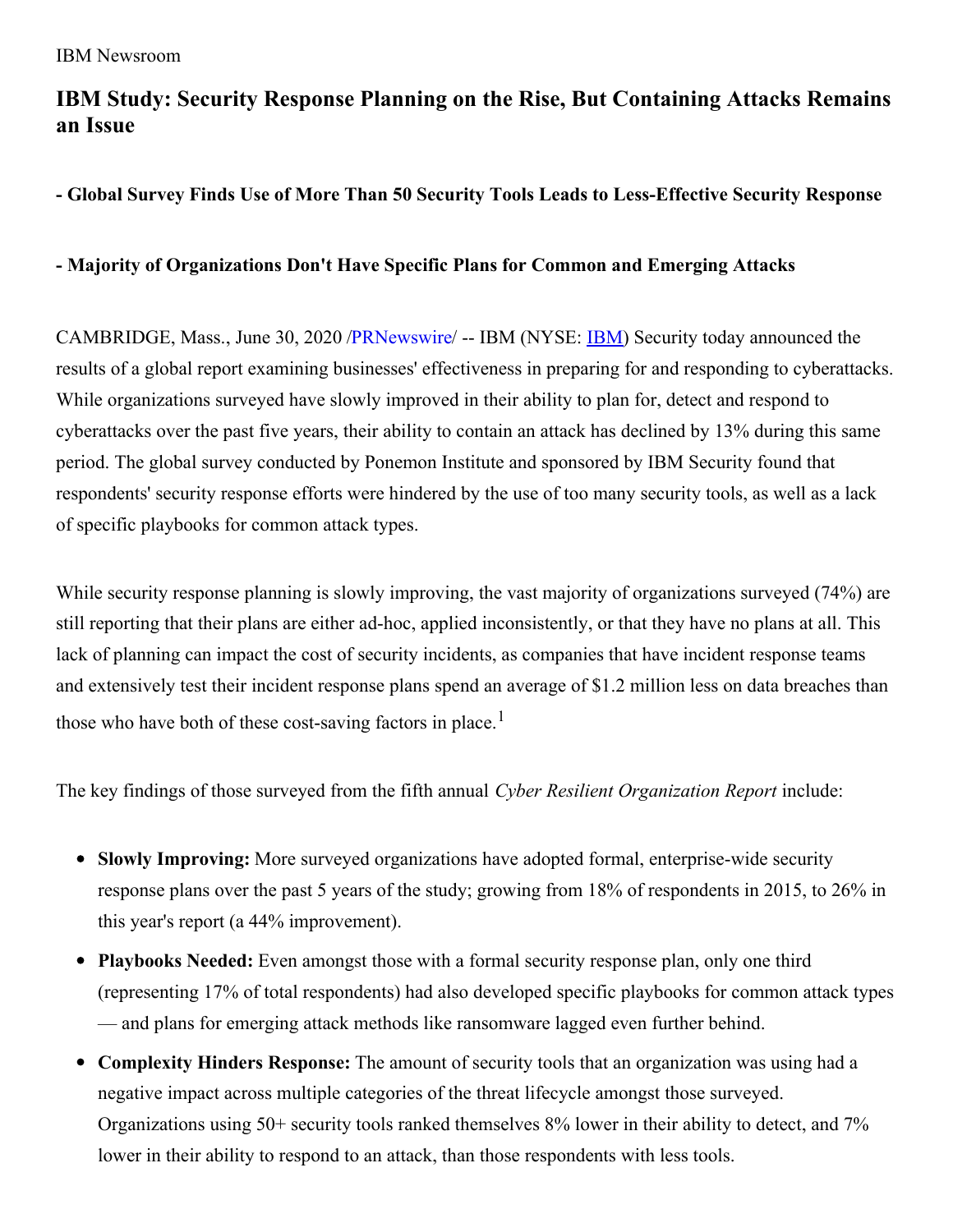IBM Newsroom

# IBM Study: Security Response Planning on the Rise, But Containing Attacks Remains an Issue

### - Global Survey Finds Use of More Than 50 Security Tools Leads to Less-Effective Security Response

### - Majority of Organizations Don't Have Specific Plans for Common and Emerging Attacks

CAMBRIDGE, Mass., June 30, 2020 /PRNewswire/ -- IBM (NYSE: IBM) Security today announced the results of a global report examining businesses' effectiveness in preparing for and responding to cyberattacks. While organizations surveyed have slowly improved in their ability to plan for, detect and respond to cyberattacks over the past five years, their ability to contain an attack has declined by 13% during this same period. The global survey conducted by Ponemon Institute and sponsored by IBM Security found that respondents' security response efforts were hindered by the use of too many security tools, as well as a lack of specific playbooks for common attack types.

While security response planning is slowly improving, the vast majority of organizations surveyed (74%) are still reporting that their plans are either ad-hoc, applied inconsistently, or that they have no plans at all. This lack of planning can impact the cost of security incidents, as companies that have incident response teams and extensively test their incident response plans spend an average of $1.2 million less on data breaches than those who have both of these cost-saving factors in place.[1]

The key findings of those surveyed from the fifth annual *Cyber Resilient Organization Report* include:

- **Slowly Improving:** More surveyed organizations have adopted formal, enterprise-wide security response plans over the past 5 years of the study; growing from 18% of respondents in 2015, to 26% in this year's report (a 44% improvement).
- **Playbooks Needed:** Even amongst those with a formal security response plan, only one third (representing 17% of total respondents) had also developed specific playbooks for common attack types — and plans for emerging attack methods like ransomware lagged even further behind.
- **Complexity Hinders Response:** The amount of security tools that an organization was using had a negative impact across multiple categories of the threat lifecycle amongst those surveyed. Organizations using 50+ security tools ranked themselves 8% lower in their ability to detect, and 7% lower in their ability to respond to an attack, than those respondents with less tools.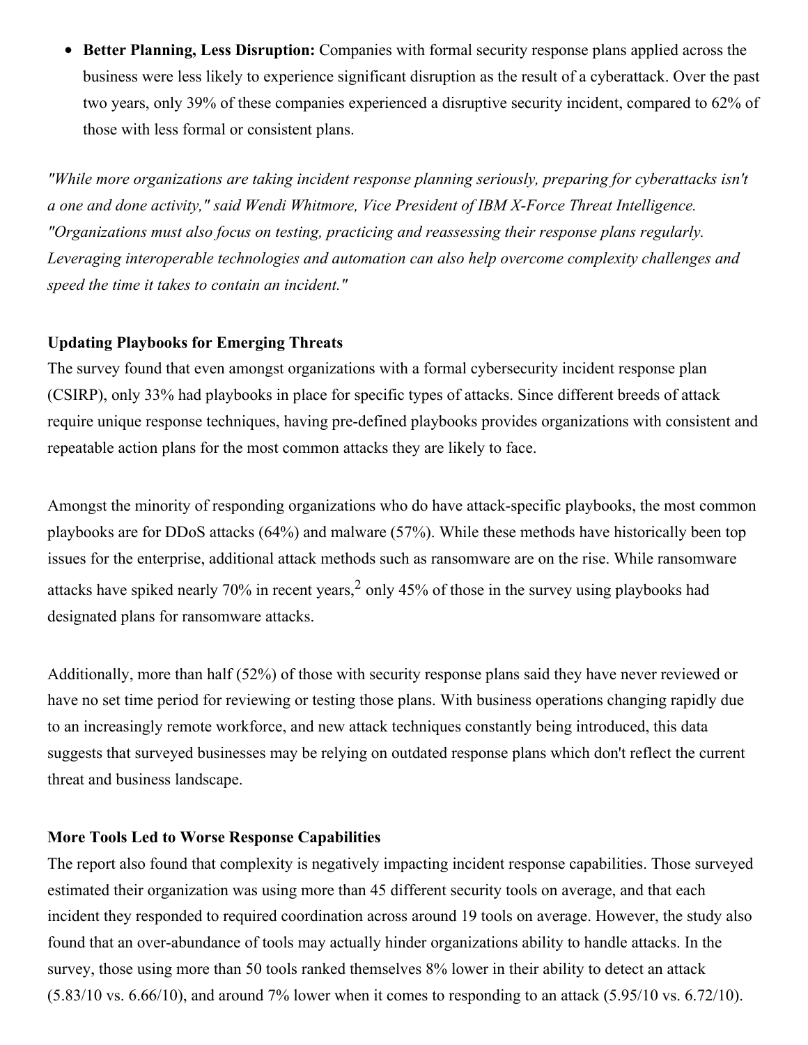- **Better Planning, Less Disruption:** Companies with formal security response plans applied across the business were less likely to experience significant disruption as the result of a cyberattack. Over the past two years, only 39% of these companies experienced a disruptive security incident, compared to 62% of those with less formal or consistent plans.

*"While more organizations are taking incident response planning seriously, preparing for cyberattacks isn't a one and done activity," said Wendi Whitmore, Vice President of IBM X-Force Threat Intelligence. "Organizations must also focus on testing, practicing and reassessing their response plans regularly. Leveraging interoperable technologies and automation can also help overcome complexity challenges and speed the time it takes to contain an incident."*

**Updating Playbooks for Emerging Threats**

The survey found that even amongst organizations with a formal cybersecurity incident response plan (CSIRP), only 33% had playbooks in place for specific types of attacks. Since different breeds of attack require unique response techniques, having pre-defined playbooks provides organizations with consistent and repeatable action plans for the most common attacks they are likely to face.

Amongst the minority of responding organizations who do have attack-specific playbooks, the most common playbooks are for DDoS attacks (64%) and malware (57%). While these methods have historically been top issues for the enterprise, additional attack methods such as ransomware are on the rise. While ransomware attacks have spiked nearly 70% in recent years,[2] only 45% of those in the survey using playbooks had designated plans for ransomware attacks.

Additionally, more than half (52%) of those with security response plans said they have never reviewed or have no set time period for reviewing or testing those plans. With business operations changing rapidly due to an increasingly remote workforce, and new attack techniques constantly being introduced, this data suggests that surveyed businesses may be relying on outdated response plans which don't reflect the current threat and business landscape.

**More Tools Led to Worse Response Capabilities**

The report also found that complexity is negatively impacting incident response capabilities. Those surveyed estimated their organization was using more than 45 different security tools on average, and that each incident they responded to required coordination across around 19 tools on average. However, the study also found that an over-abundance of tools may actually hinder organizations ability to handle attacks. In the survey, those using more than 50 tools ranked themselves 8% lower in their ability to detect an attack (5.83/10 vs. 6.66/10), and around 7% lower when it comes to responding to an attack (5.95/10 vs. 6.72/10).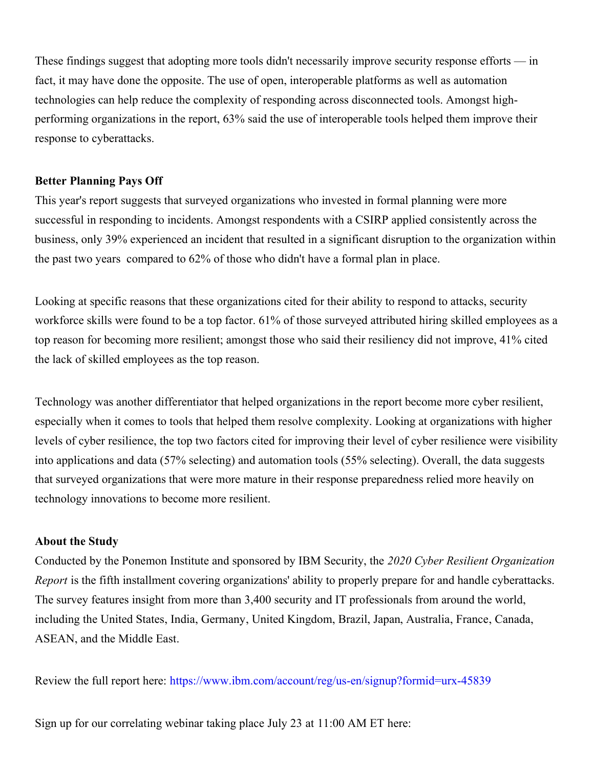These findings suggest that adopting more tools didn't necessarily improve security response efforts — in fact, it may have done the opposite. The use of open, interoperable platforms as well as automation technologies can help reduce the complexity of responding across disconnected tools. Amongst high-performing organizations in the report, 63% said the use of interoperable tools helped them improve their response to cyberattacks.

**Better Planning Pays Off**

This year's report suggests that surveyed organizations who invested in formal planning were more successful in responding to incidents. Amongst respondents with a CSIRP applied consistently across the business, only 39% experienced an incident that resulted in a significant disruption to the organization within the past two years compared to 62% of those who didn't have a formal plan in place.

Looking at specific reasons that these organizations cited for their ability to respond to attacks, security workforce skills were found to be a top factor. 61% of those surveyed attributed hiring skilled employees as a top reason for becoming more resilient; amongst those who said their resiliency did not improve, 41% cited the lack of skilled employees as the top reason.

Technology was another differentiator that helped organizations in the report become more cyber resilient, especially when it comes to tools that helped them resolve complexity. Looking at organizations with higher levels of cyber resilience, the top two factors cited for improving their level of cyber resilience were visibility into applications and data (57% selecting) and automation tools (55% selecting). Overall, the data suggests that surveyed organizations that were more mature in their response preparedness relied more heavily on technology innovations to become more resilient.

**About the Study**

Conducted by the Ponemon Institute and sponsored by IBM Security, the *2020 Cyber Resilient Organization Report* is the fifth installment covering organizations' ability to properly prepare for and handle cyberattacks. The survey features insight from more than 3,400 security and IT professionals from around the world, including the United States, India, Germany, United Kingdom, Brazil, Japan, Australia, France, Canada, ASEAN, and the Middle East.

Review the full report here: https://www.ibm.com/account/reg/us-en/signup?formid=urx-45839

Sign up for our correlating webinar taking place July 23 at 11:00 AM ET here: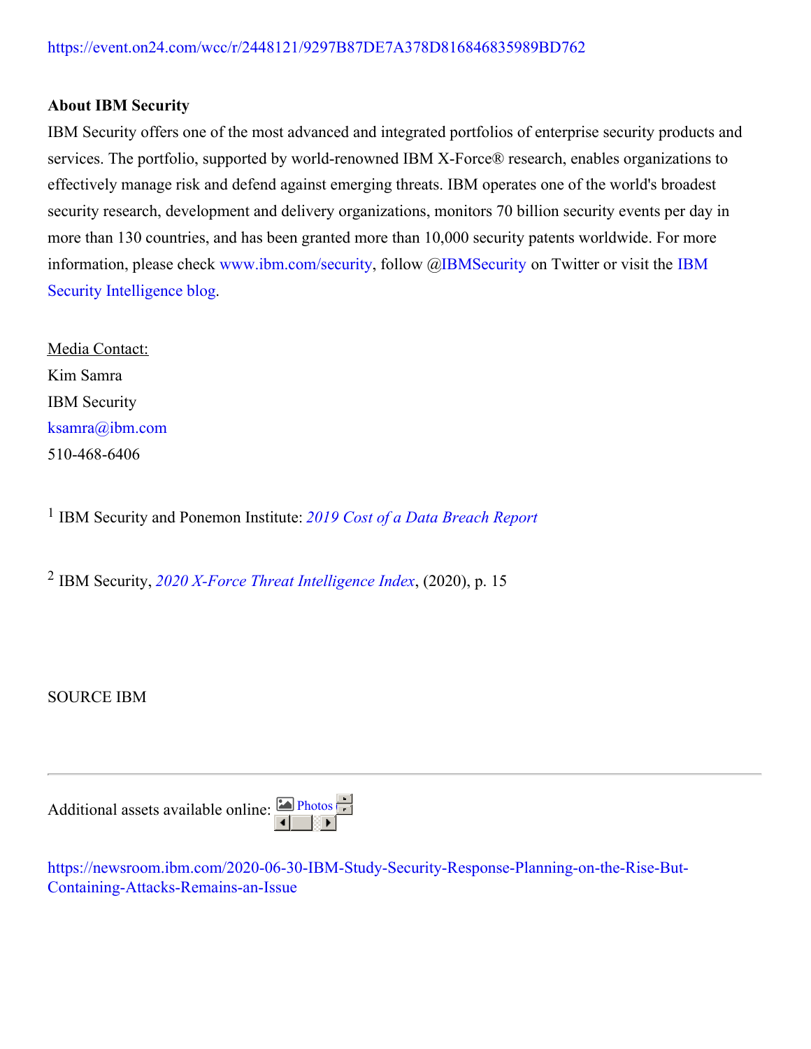https://event.on24.com/wcc/r/2448121/9297B87DE7A378D816846835989BD762

**About IBM Security**

IBM Security offers one of the most advanced and integrated portfolios of enterprise security products and services. The portfolio, supported by world-renowned IBM X-Force® research, enables organizations to effectively manage risk and defend against emerging threats. IBM operates one of the world's broadest security research, development and delivery organizations, monitors 70 billion security events per day in more than 130 countries, and has been granted more than 10,000 security patents worldwide. For more information, please check www.ibm.com/security, follow @IBMSecurity on Twitter or visit the IBM Security Intelligence blog.

Media Contact:
Kim Samra
IBM Security
ksamra@ibm.com
510-468-6406

[1] IBM Security and Ponemon Institute: *2019 Cost of a Data Breach Report*

[2] IBM Security, *2020 X-Force Threat Intelligence Index*, (2020), p. 15

SOURCE IBM

---

Additional assets available online: Photos

https://newsroom.ibm.com/2020-06-30-IBM-Study-Security-Response-Planning-on-the-Rise-But-Containing-Attacks-Remains-an-Issue